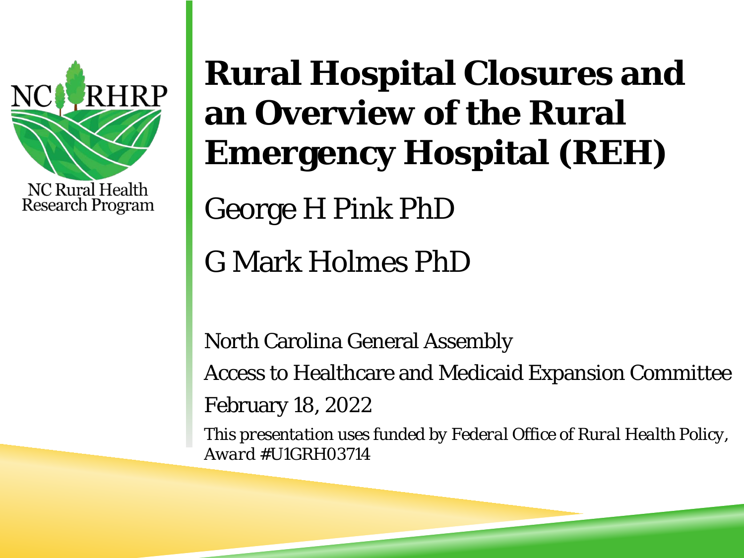NC RHRP

NC Rural Health Research Program

# Rural Hospital Closures and an Overview of the Rural Emergency Hospital (REH)

George H Pink PhD

G Mark Holmes PhD

North Carolina General Assembly

Access to Healthcare and Medicaid Expansion Committee

February 18, 2022

*This presentation uses funded by Federal Office of Rural Health Policy, Award #U1GRH03714*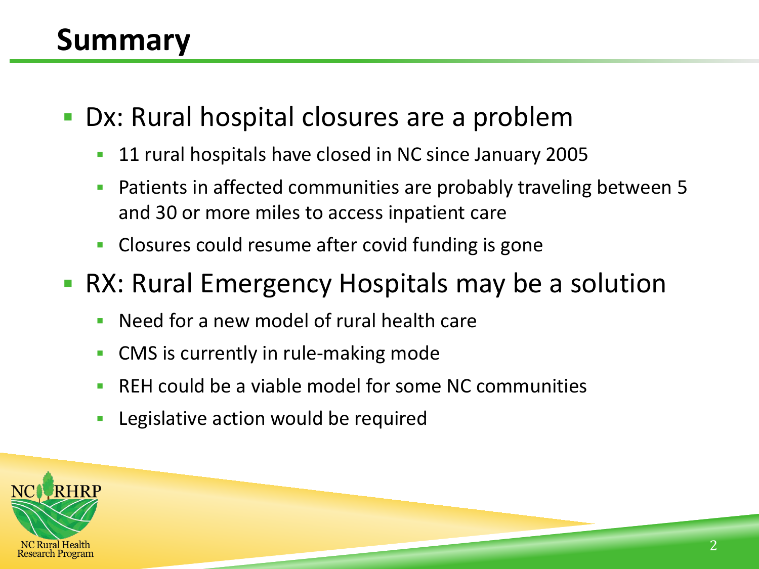# Summary

- Dx: Rural hospital closures are a problem
  - 11 rural hospitals have closed in NC since January 2005
  - Patients in affected communities are probably traveling between 5 and 30 or more miles to access inpatient care
  - Closures could resume after covid funding is gone
- RX: Rural Emergency Hospitals may be a solution
  - Need for a new model of rural health care
  - CMS is currently in rule-making mode
  - REH could be a viable model for some NC communities
  - Legislative action would be required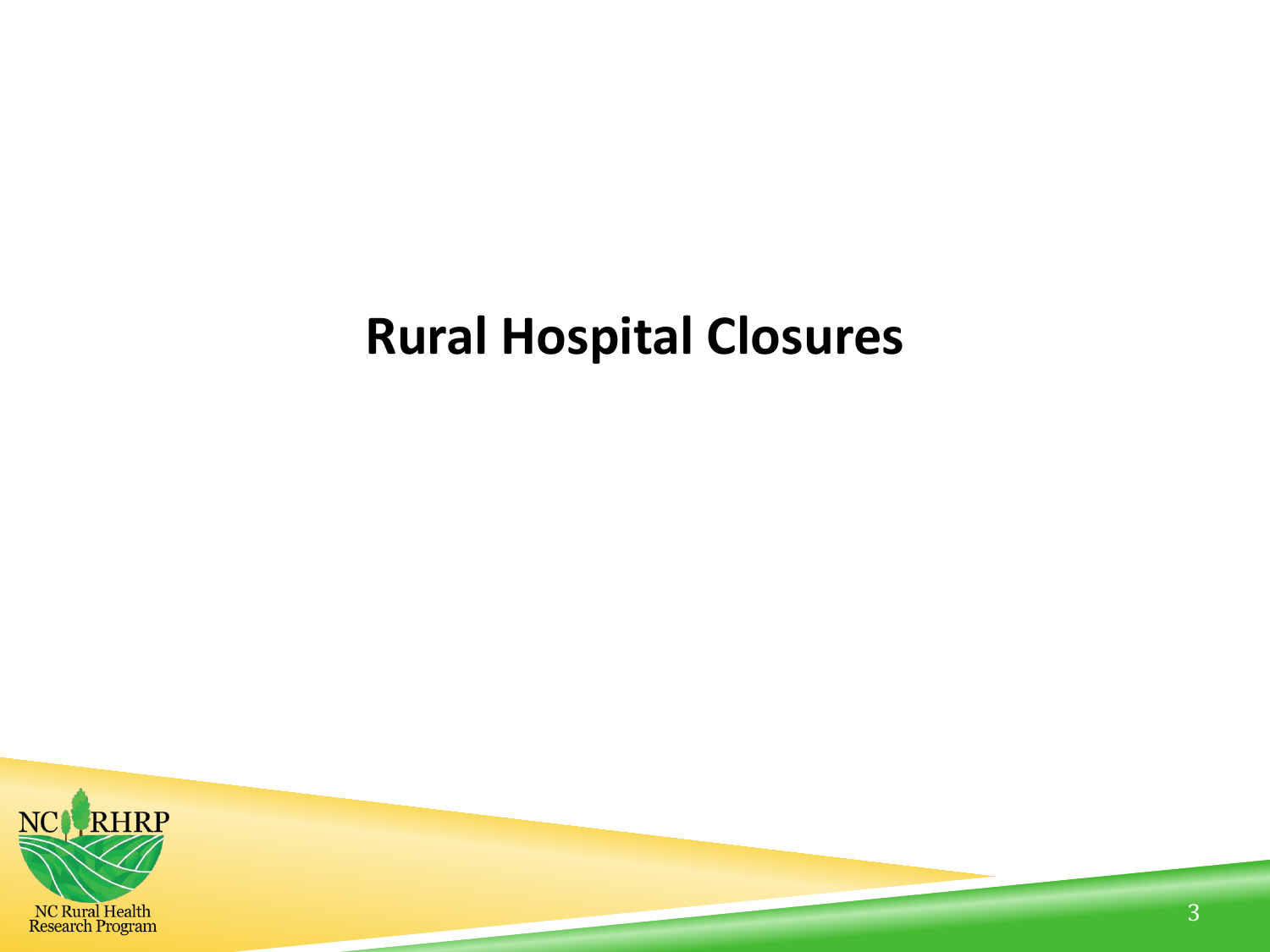# Rural Hospital Closures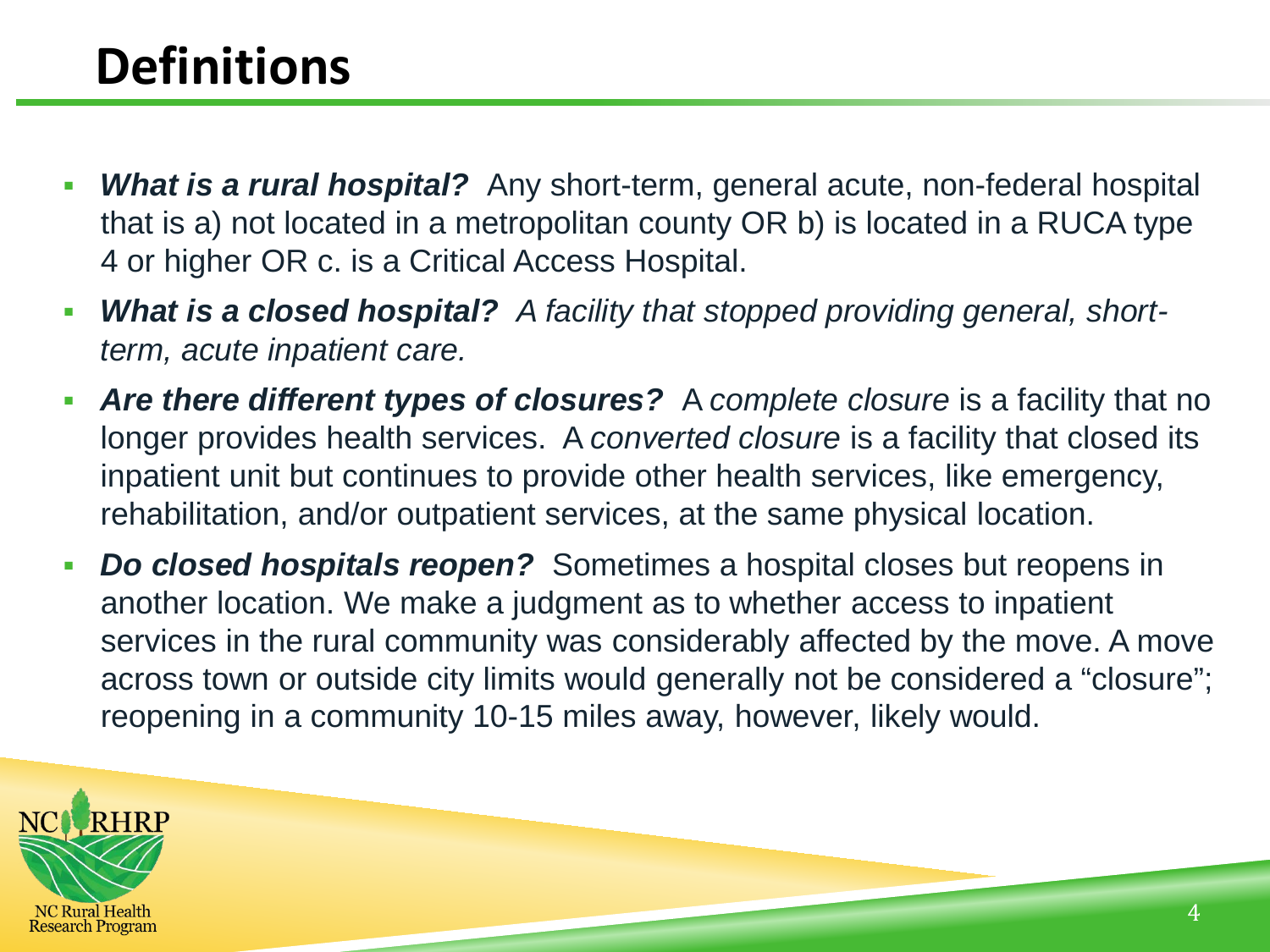# Definitions

- ***What is a rural hospital?*** Any short-term, general acute, non-federal hospital that is a) not located in a metropolitan county OR b) is located in a RUCA type 4 or higher OR c. is a Critical Access Hospital.
- ***What is a closed hospital?*** *A facility that stopped providing general, short-term, acute inpatient care.*
- ***Are there different types of closures?*** A *complete closure* is a facility that no longer provides health services. A *converted closure* is a facility that closed its inpatient unit but continues to provide other health services, like emergency, rehabilitation, and/or outpatient services, at the same physical location.
- ***Do closed hospitals reopen?*** Sometimes a hospital closes but reopens in another location. We make a judgment as to whether access to inpatient services in the rural community was considerably affected by the move. A move across town or outside city limits would generally not be considered a "closure"; reopening in a community 10-15 miles away, however, likely would.

NC RHRP
NC Rural Health Research Program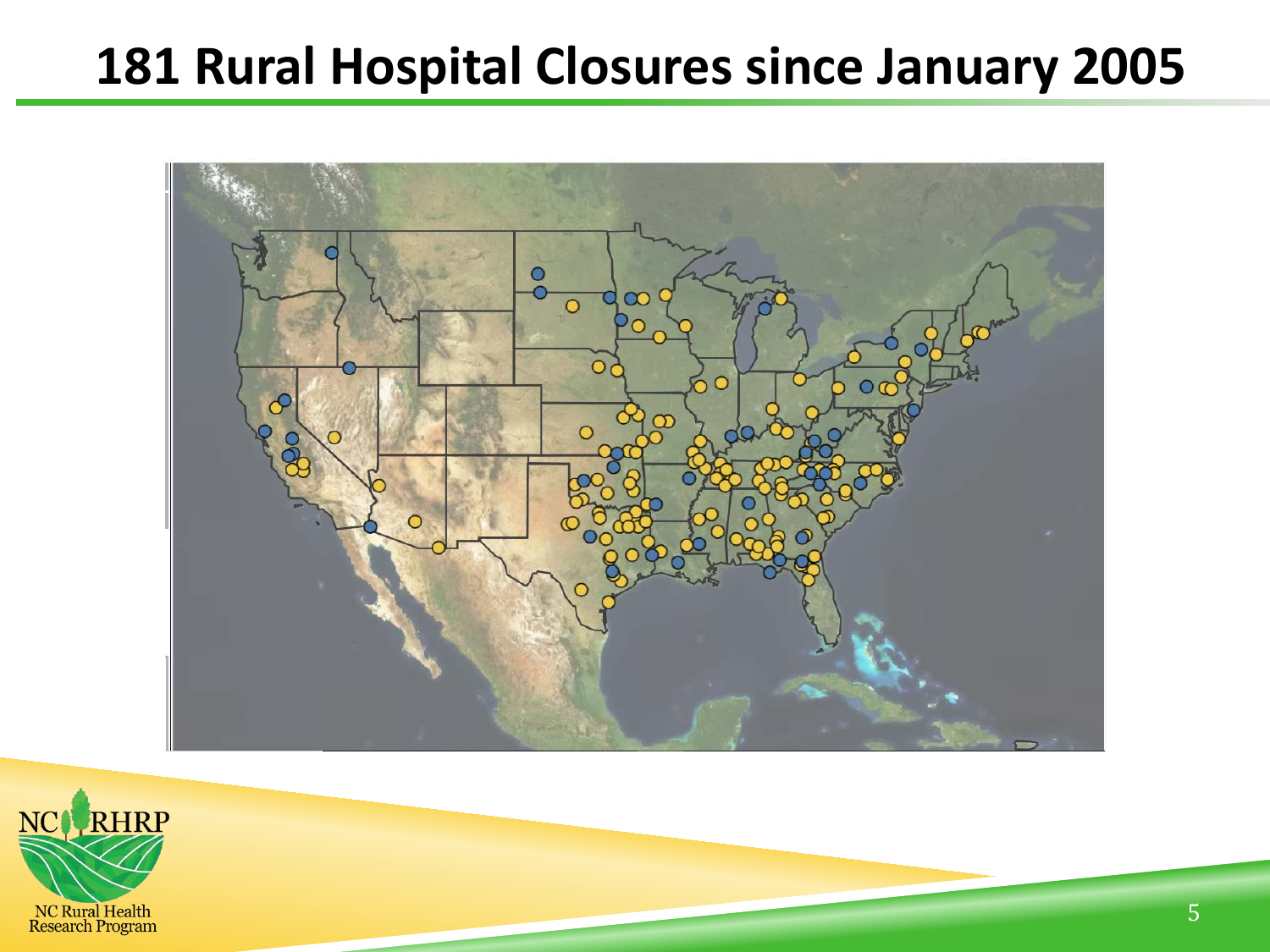# 181 Rural Hospital Closures since January 2005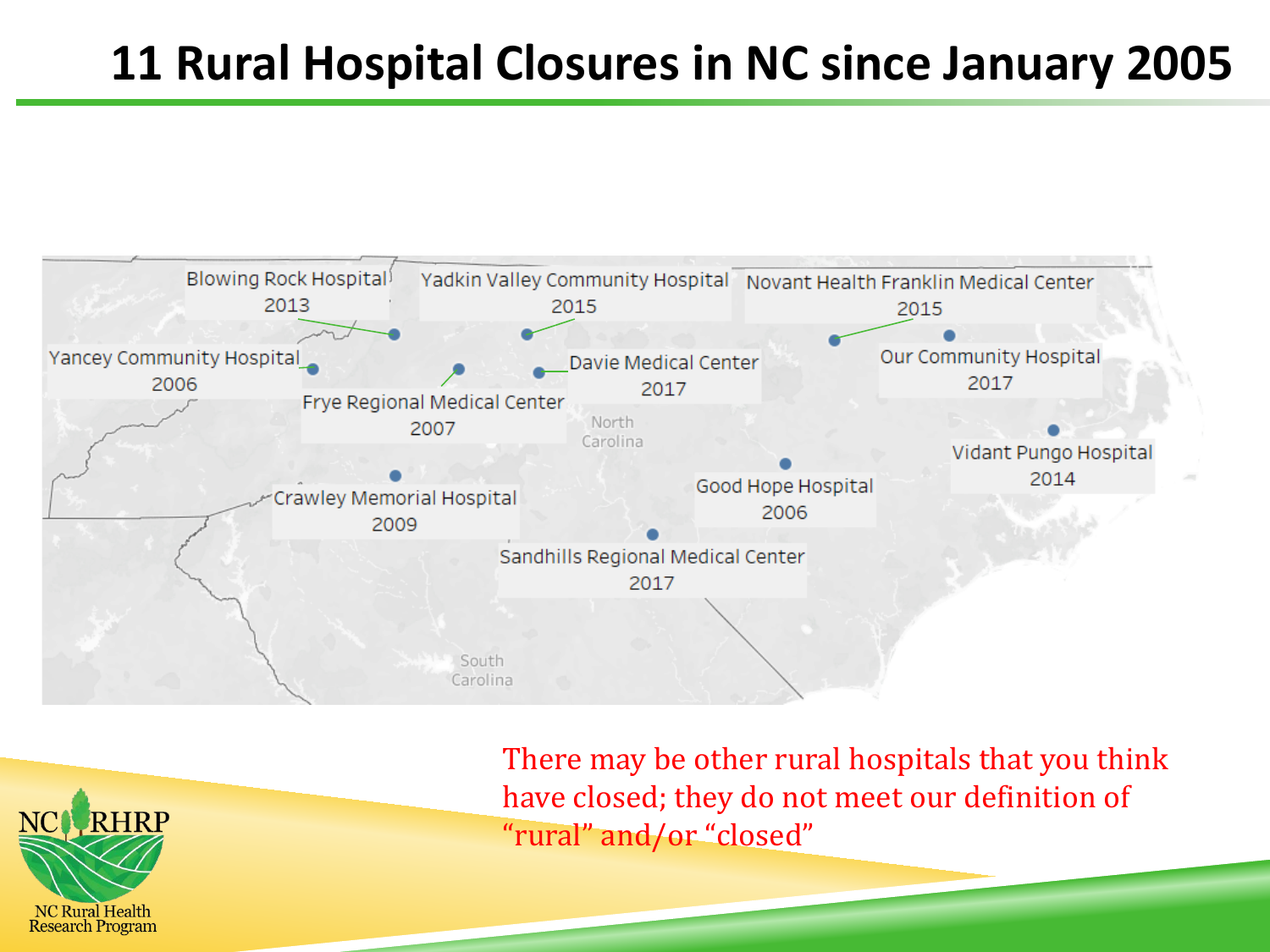# 11 Rural Hospital Closures in NC since January 2005

Blowing Rock Hospital
2013

Yadkin Valley Community Hospital
2015

Novant Health Franklin Medical Center
2015

Yancey Community Hospital
2006

Davie Medical Center
2017

Our Community Hospital
2017

Frye Regional Medical Center
2007

North Carolina

Vidant Pungo Hospital
2014

Crawley Memorial Hospital
2009

Good Hope Hospital
2006

Sandhills Regional Medical Center
2017

South Carolina

There may be other rural hospitals that you think have closed; they do not meet our definition of “rural” and/or “closed”

NC RHRP
NC Rural Health Research Program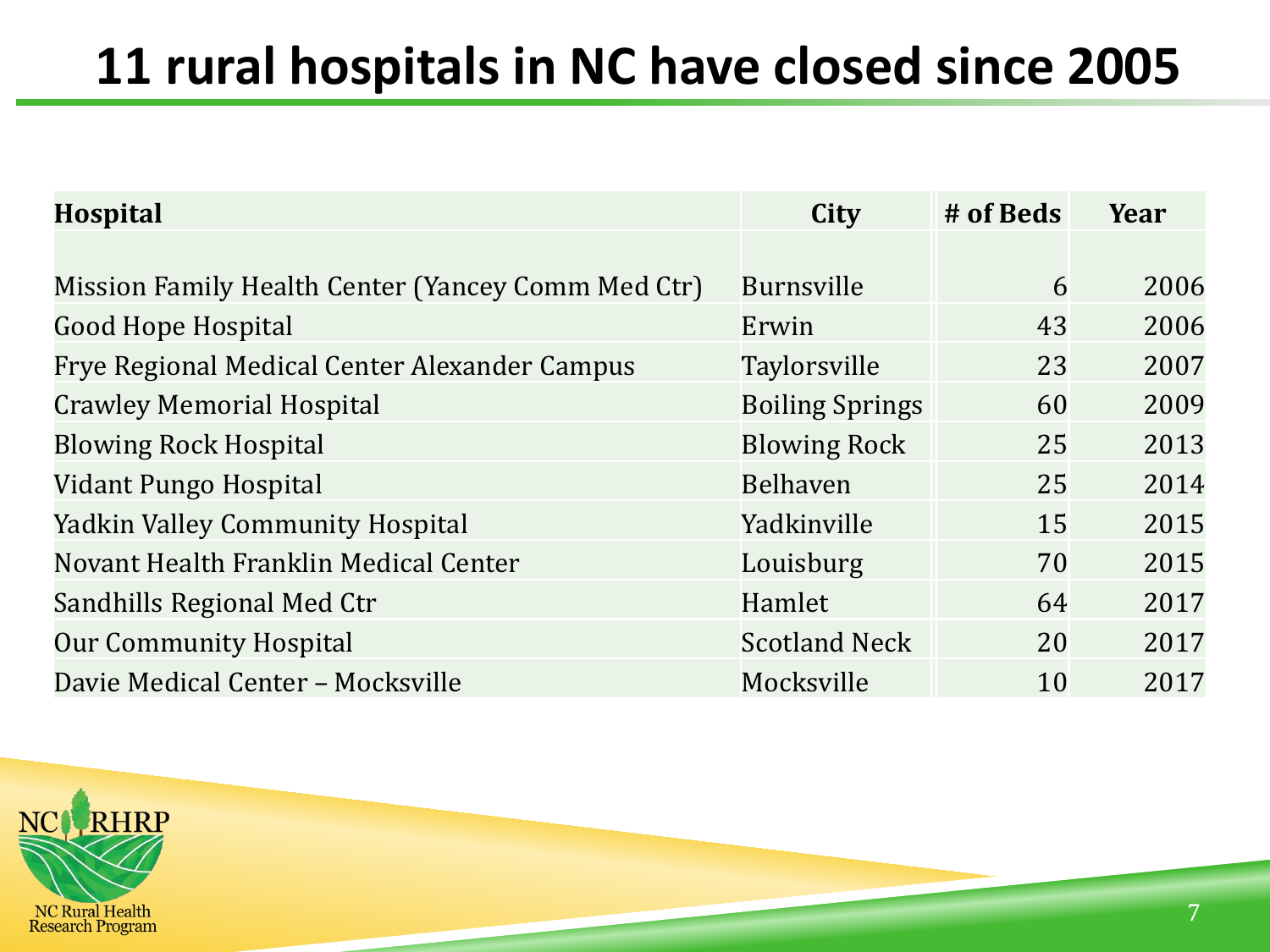# 11 rural hospitals in NC have closed since 2005

| Hospital | City | # of Beds | Year |
|---|---|---|---|
| Mission Family Health Center (Yancey Comm Med Ctr) | Burnsville | 6 | 2006 |
| Good Hope Hospital | Erwin | 43 | 2006 |
| Frye Regional Medical Center Alexander Campus | Taylorsville | 23 | 2007 |
| Crawley Memorial Hospital | Boiling Springs | 60 | 2009 |
| Blowing Rock Hospital | Blowing Rock | 25 | 2013 |
| Vidant Pungo Hospital | Belhaven | 25 | 2014 |
| Yadkin Valley Community Hospital | Yadkinville | 15 | 2015 |
| Novant Health Franklin Medical Center | Louisburg | 70 | 2015 |
| Sandhills Regional Med Ctr | Hamlet | 64 | 2017 |
| Our Community Hospital | Scotland Neck | 20 | 2017 |
| Davie Medical Center – Mocksville | Mocksville | 10 | 2017 |

NC RHRP

NC Rural Health Research Program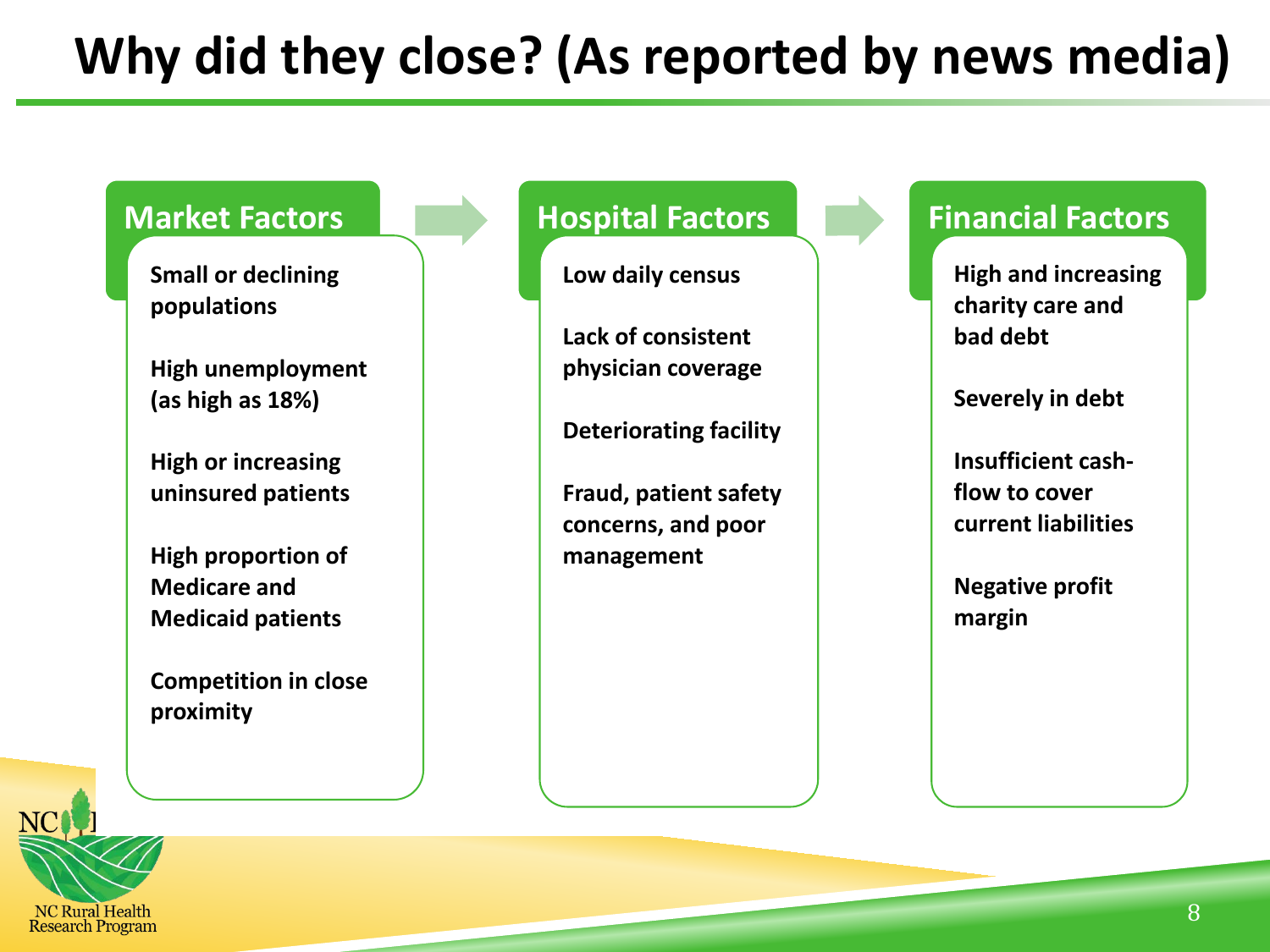# Why did they close? (As reported by news media)

## Market Factors

- Small or declining populations
- High unemployment (as high as 18%)
- High or increasing uninsured patients
- High proportion of Medicare and Medicaid patients
- Competition in close proximity

## Hospital Factors

- Low daily census
- Lack of consistent physician coverage
- Deteriorating facility
- Fraud, patient safety concerns, and poor management

## Financial Factors

- High and increasing charity care and bad debt
- Severely in debt
- Insufficient cash-flow to cover current liabilities
- Negative profit margin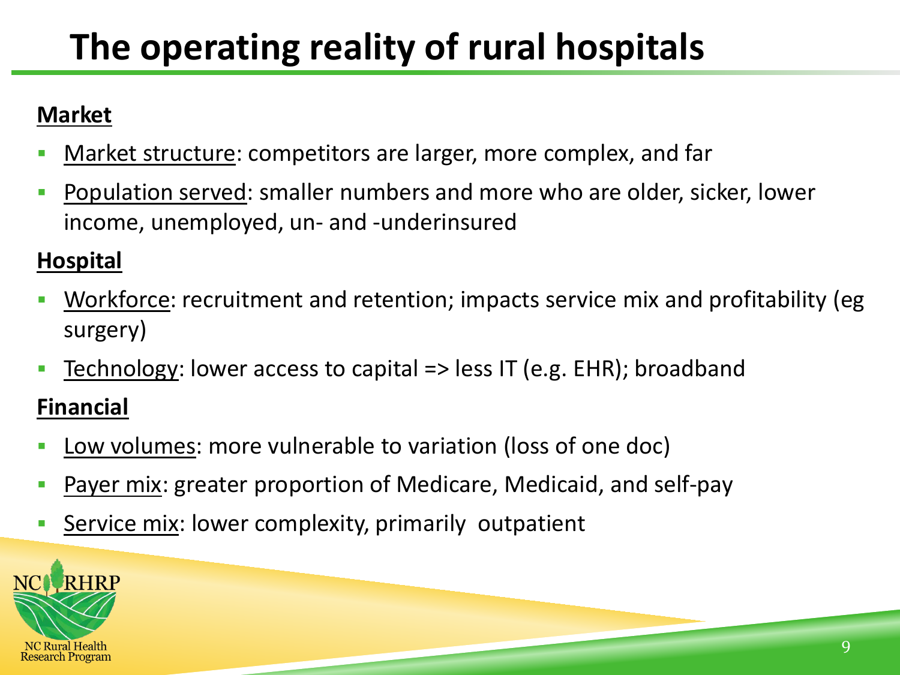# The operating reality of rural hospitals

**Market**

- Market structure: competitors are larger, more complex, and far
- Population served: smaller numbers and more who are older, sicker, lower income, unemployed, un- and -underinsured

**Hospital**

- Workforce: recruitment and retention; impacts service mix and profitability (eg surgery)
- Technology: lower access to capital => less IT (e.g. EHR); broadband

**Financial**

- Low volumes: more vulnerable to variation (loss of one doc)
- Payer mix: greater proportion of Medicare, Medicaid, and self-pay
- Service mix: lower complexity, primarily outpatient

NC RHRP
NC Rural Health Research Program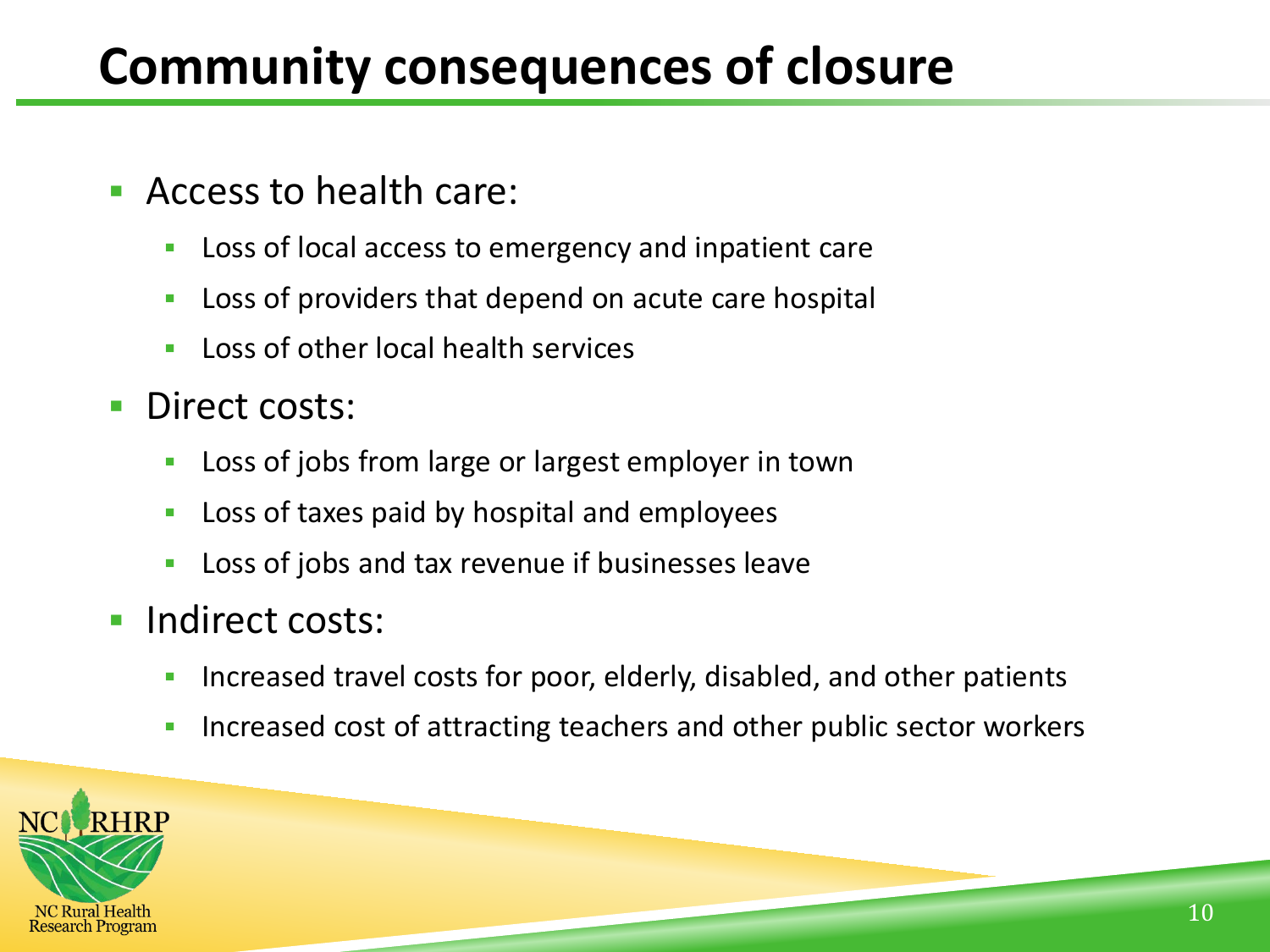# Community consequences of closure

- Access to health care:
  - Loss of local access to emergency and inpatient care
  - Loss of providers that depend on acute care hospital
  - Loss of other local health services
- Direct costs:
  - Loss of jobs from large or largest employer in town
  - Loss of taxes paid by hospital and employees
  - Loss of jobs and tax revenue if businesses leave
- Indirect costs:
  - Increased travel costs for poor, elderly, disabled, and other patients
  - Increased cost of attracting teachers and other public sector workers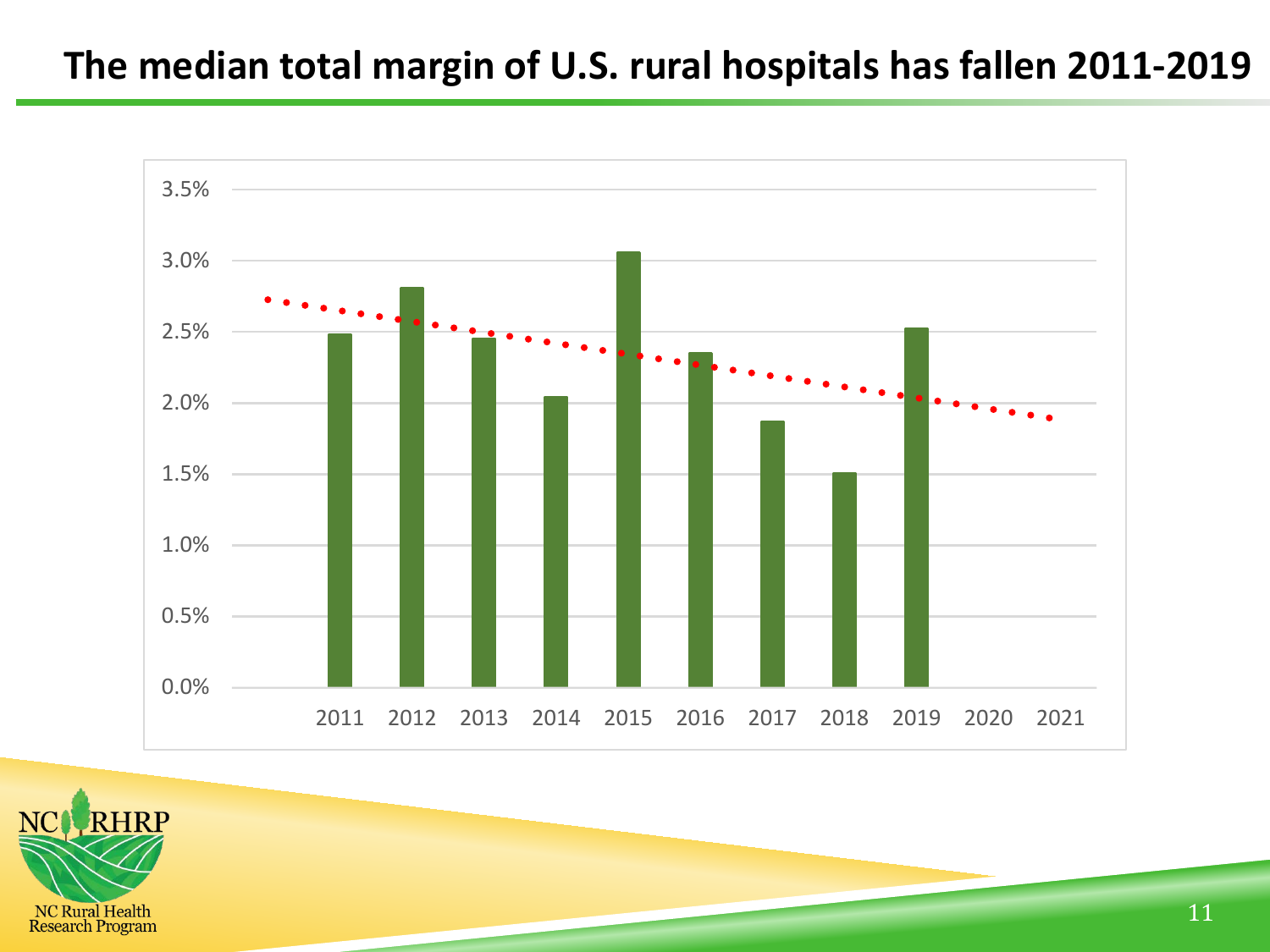# The median total margin of U.S. rural hospitals has fallen 2011-2019

| Year | Median total margin |
|---|---|
| 2011 | 2.5% |
| 2012 | 2.8% |
| 2013 | 2.45% |
| 2014 | 2.05% |
| 2015 | 3.05% |
| 2016 | 2.35% |
| 2017 | 1.85% |
| 2018 | 1.5% |
| 2019 | 2.5% |
| 2020 | |
| 2021 | |

NC RHRP
NC Rural Health Research Program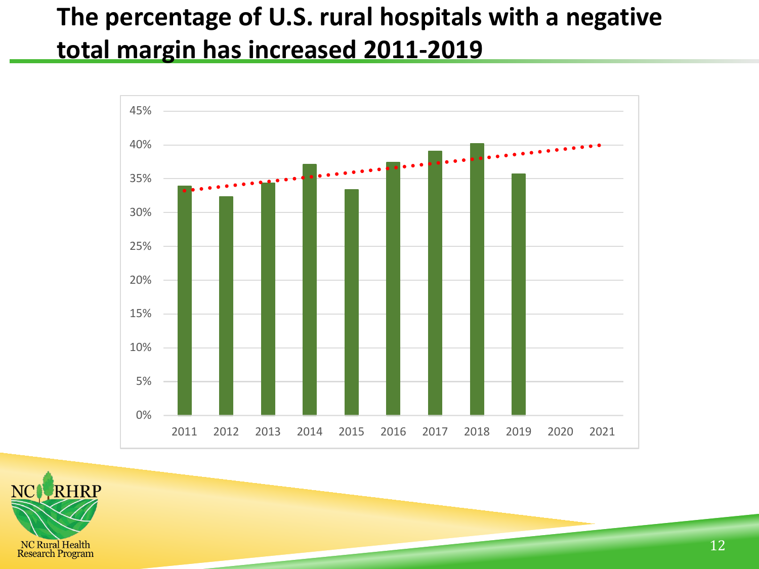# The percentage of U.S. rural hospitals with a negative total margin has increased 2011-2019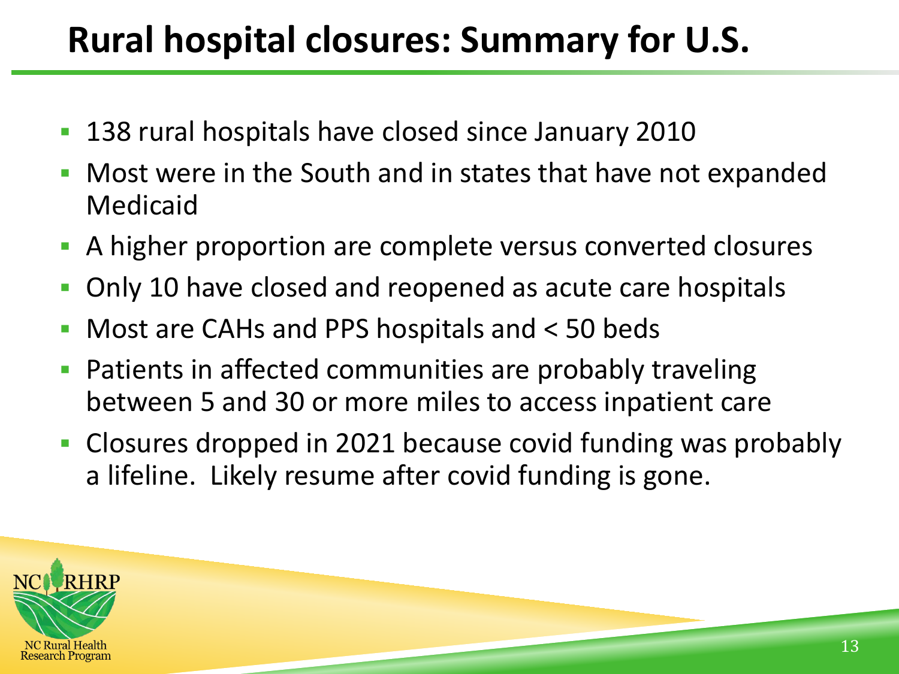# Rural hospital closures: Summary for U.S.

- 138 rural hospitals have closed since January 2010
- Most were in the South and in states that have not expanded Medicaid
- A higher proportion are complete versus converted closures
- Only 10 have closed and reopened as acute care hospitals
- Most are CAHs and PPS hospitals and < 50 beds
- Patients in affected communities are probably traveling between 5 and 30 or more miles to access inpatient care
- Closures dropped in 2021 because covid funding was probably a lifeline. Likely resume after covid funding is gone.

NC RHRP
NC Rural Health Research Program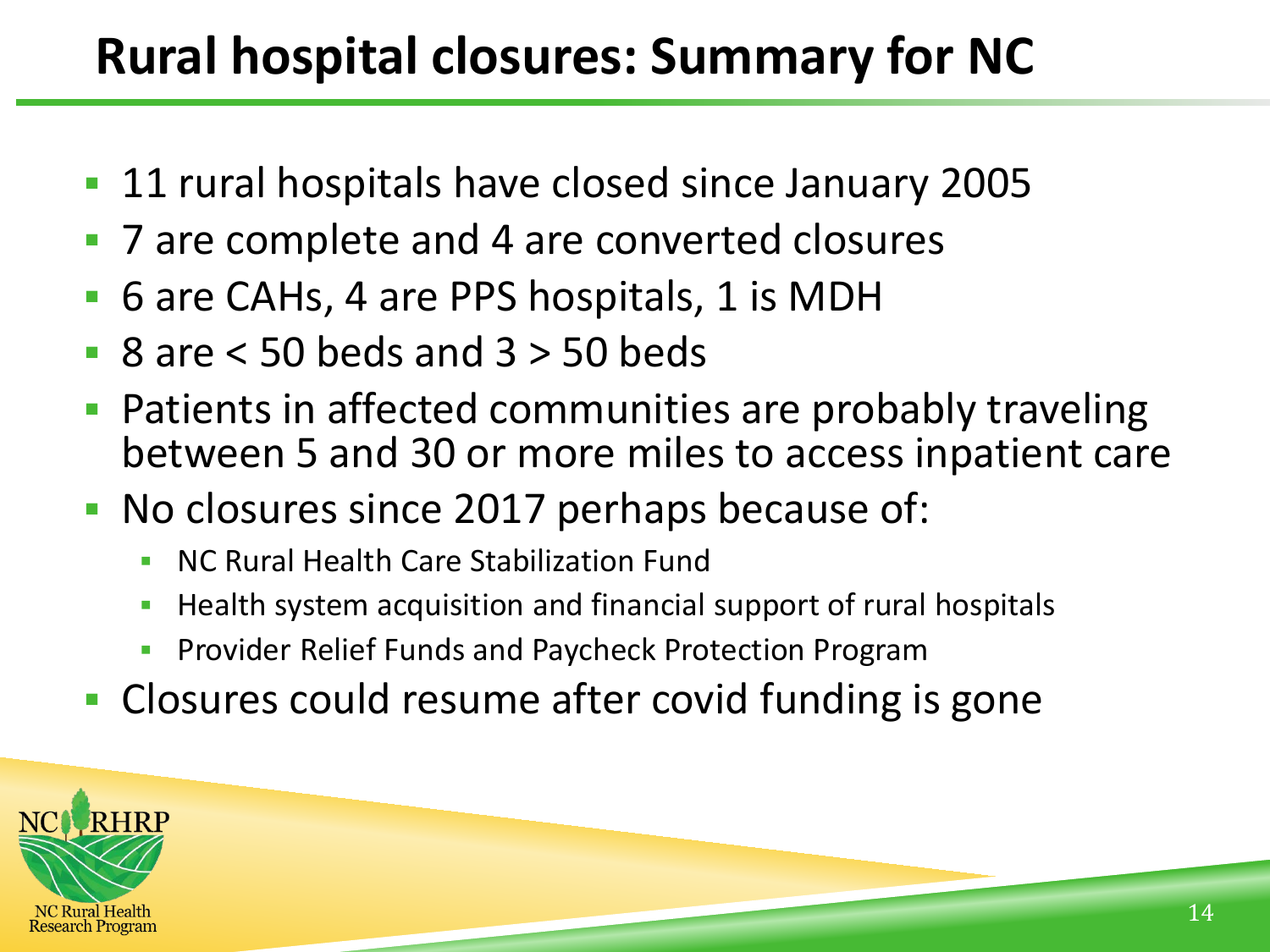# Rural hospital closures: Summary for NC

- 11 rural hospitals have closed since January 2005
- 7 are complete and 4 are converted closures
- 6 are CAHs, 4 are PPS hospitals, 1 is MDH
- 8 are < 50 beds and 3 > 50 beds
- Patients in affected communities are probably traveling between 5 and 30 or more miles to access inpatient care
- No closures since 2017 perhaps because of:
  - NC Rural Health Care Stabilization Fund
  - Health system acquisition and financial support of rural hospitals
  - Provider Relief Funds and Paycheck Protection Program
- Closures could resume after covid funding is gone

NC RHRP
NC Rural Health Research Program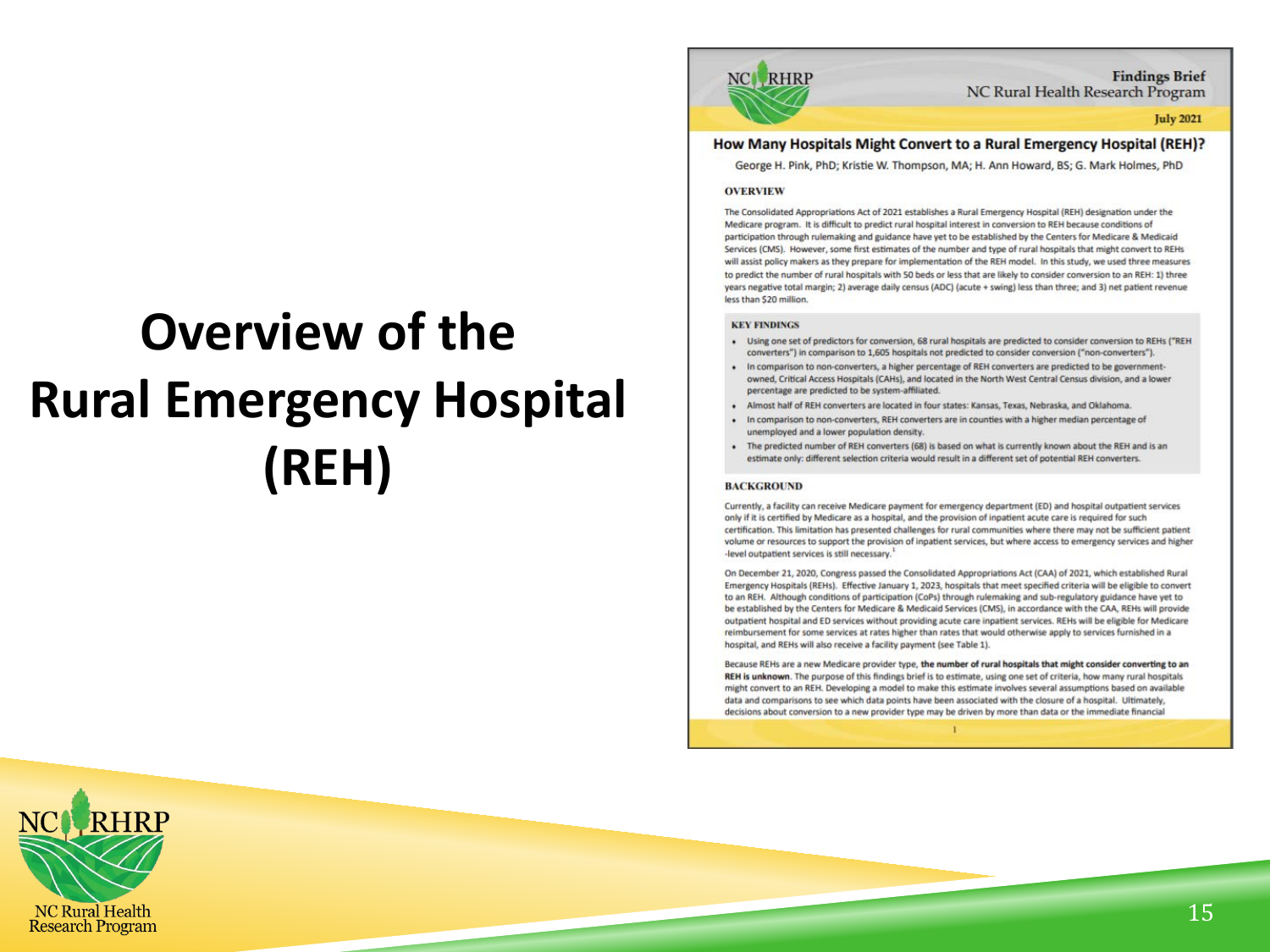# Overview of the Rural Emergency Hospital (REH)

**Findings Brief**
NC Rural Health Research Program
**July 2021**

## How Many Hospitals Might Convert to a Rural Emergency Hospital (REH)?

George H. Pink, PhD; Kristie W. Thompson, MA; H. Ann Howard, BS; G. Mark Holmes, PhD

### OVERVIEW

The Consolidated Appropriations Act of 2021 establishes a Rural Emergency Hospital (REH) designation under the Medicare program. It is difficult to predict rural hospital interest in conversion to REH because conditions of participation through rulemaking and guidance have yet to be established by the Centers for Medicare & Medicaid Services (CMS). However, some first estimates of the number and type of rural hospitals that might convert to REHs will assist policy makers as they prepare for implementation of the REH model. In this study, we used three measures to predict the number of rural hospitals with 50 beds or less that are likely to consider conversion to an REH: 1) three years negative total margin; 2) average daily census (ADC) (acute + swing) less than three; and 3) net patient revenue less than $20 million.

### KEY FINDINGS

- Using one set of predictors for conversion, 68 rural hospitals are predicted to consider conversion to REHs ("REH converters") in comparison to 1,605 hospitals not predicted to consider conversion ("non-converters").
- In comparison to non-converters, a higher percentage of REH converters are predicted to be government-owned, Critical Access Hospitals (CAHs), and located in the North West Central Census division, and a lower percentage are predicted to be system-affiliated.
- Almost half of REH converters are located in four states: Kansas, Texas, Nebraska, and Oklahoma.
- In comparison to non-converters, REH converters are in counties with a higher median percentage of unemployed and a lower population density.
- The predicted number of REH converters (68) is based on what is currently known about the REH and is an estimate only: different selection criteria would result in a different set of potential REH converters.

### BACKGROUND

Currently, a facility can receive Medicare payment for emergency department (ED) and hospital outpatient services only if it is certified by Medicare as a hospital, and the provision of inpatient acute care is required for such certification. This limitation has presented challenges for rural communities where there may not be sufficient patient volume or resources to support the provision of inpatient services, but where access to emergency services and higher -level outpatient services is still necessary.[1]

On December 21, 2020, Congress passed the Consolidated Appropriations Act (CAA) of 2021, which established Rural Emergency Hospitals (REHs). Effective January 1, 2023, hospitals that meet specified criteria will be eligible to convert to an REH. Although conditions of participation (CoPs) through rulemaking and sub-regulatory guidance have yet to be established by the Centers for Medicare & Medicaid Services (CMS), in accordance with the CAA, REHs will provide outpatient hospital and ED services without providing acute care inpatient services. REHs will be eligible for Medicare reimbursement for some services at rates higher than rates that would otherwise apply to services furnished in a hospital, and REHs will also receive a facility payment (see Table 1).

Because REHs are a new Medicare provider type, **the number of rural hospitals that might consider converting to an REH is unknown**. The purpose of this findings brief is to estimate, using one set of criteria, how many rural hospitals might convert to an REH. Developing a model to make this estimate involves several assumptions based on available data and comparisons to see which data points have been associated with the closure of a hospital. Ultimately, decisions about conversion to a new provider type may be driven by more than data or the immediate financial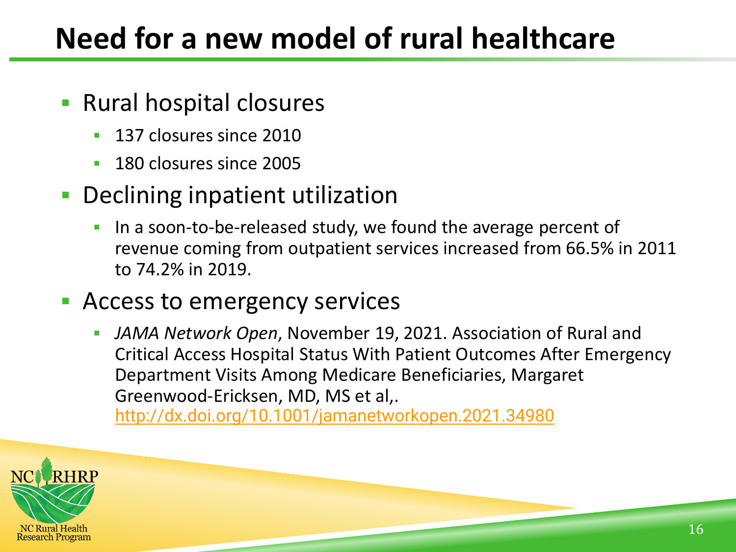# Need for a new model of rural healthcare

- Rural hospital closures
  - 137 closures since 2010
  - 180 closures since 2005
- Declining inpatient utilization
  - In a soon-to-be-released study, we found the average percent of revenue coming from outpatient services increased from 66.5% in 2011 to 74.2% in 2019.
- Access to emergency services
  - *JAMA Network Open*, November 19, 2021. Association of Rural and Critical Access Hospital Status With Patient Outcomes After Emergency Department Visits Among Medicare Beneficiaries, Margaret Greenwood-Ericksen, MD, MS et al,. http://dx.doi.org/10.1001/jamanetworkopen.2021.34980

NC RHRP
NC Rural Health Research Program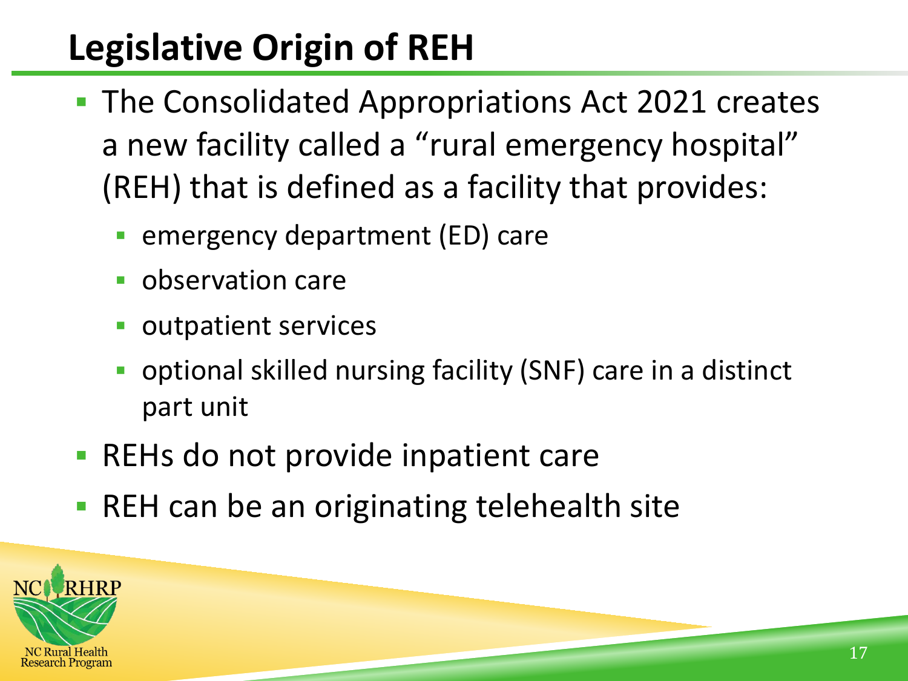# Legislative Origin of REH

- The Consolidated Appropriations Act 2021 creates a new facility called a "rural emergency hospital" (REH) that is defined as a facility that provides:
  - emergency department (ED) care
  - observation care
  - outpatient services
  - optional skilled nursing facility (SNF) care in a distinct part unit
- REHs do not provide inpatient care
- REH can be an originating telehealth site

NC RHRP

NC Rural Health Research Program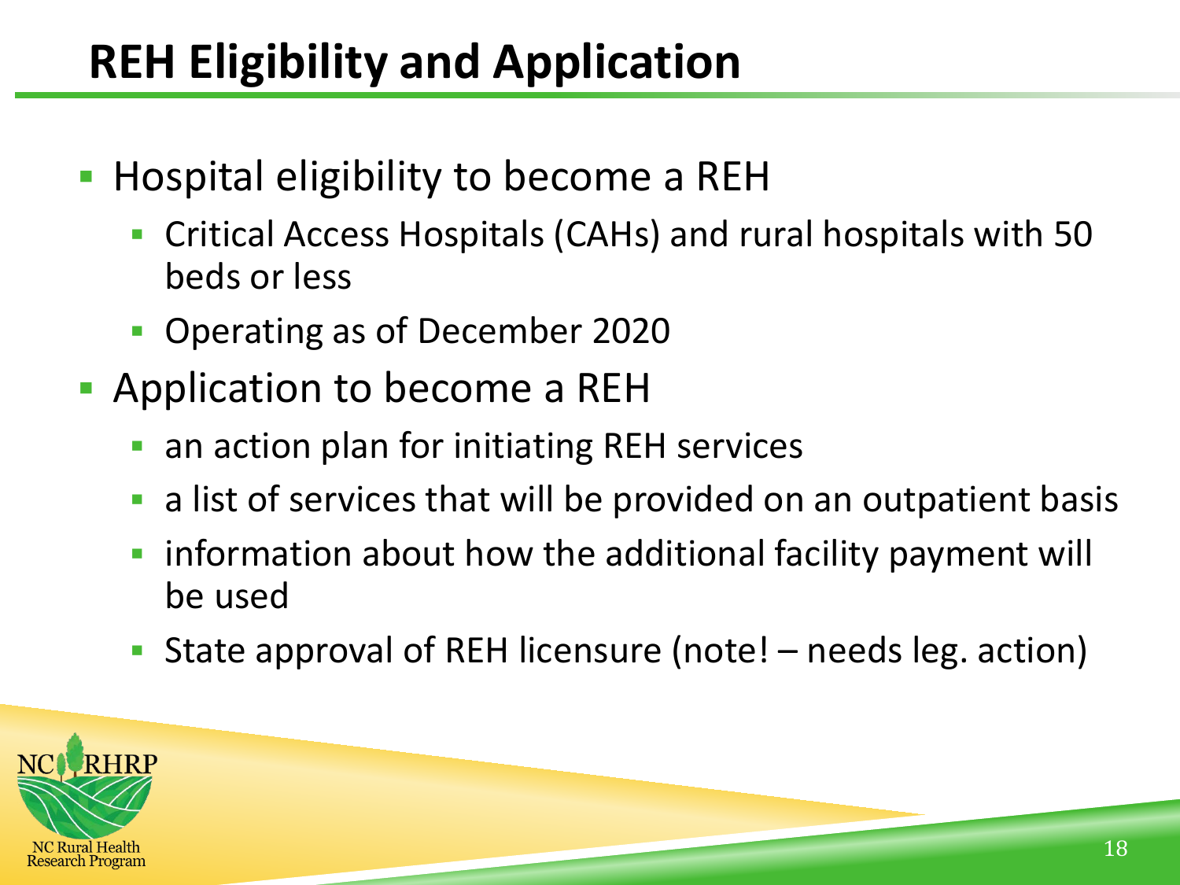# REH Eligibility and Application

- Hospital eligibility to become a REH
  - Critical Access Hospitals (CAHs) and rural hospitals with 50 beds or less
  - Operating as of December 2020
- Application to become a REH
  - an action plan for initiating REH services
  - a list of services that will be provided on an outpatient basis
  - information about how the additional facility payment will be used
  - State approval of REH licensure (note! – needs leg. action)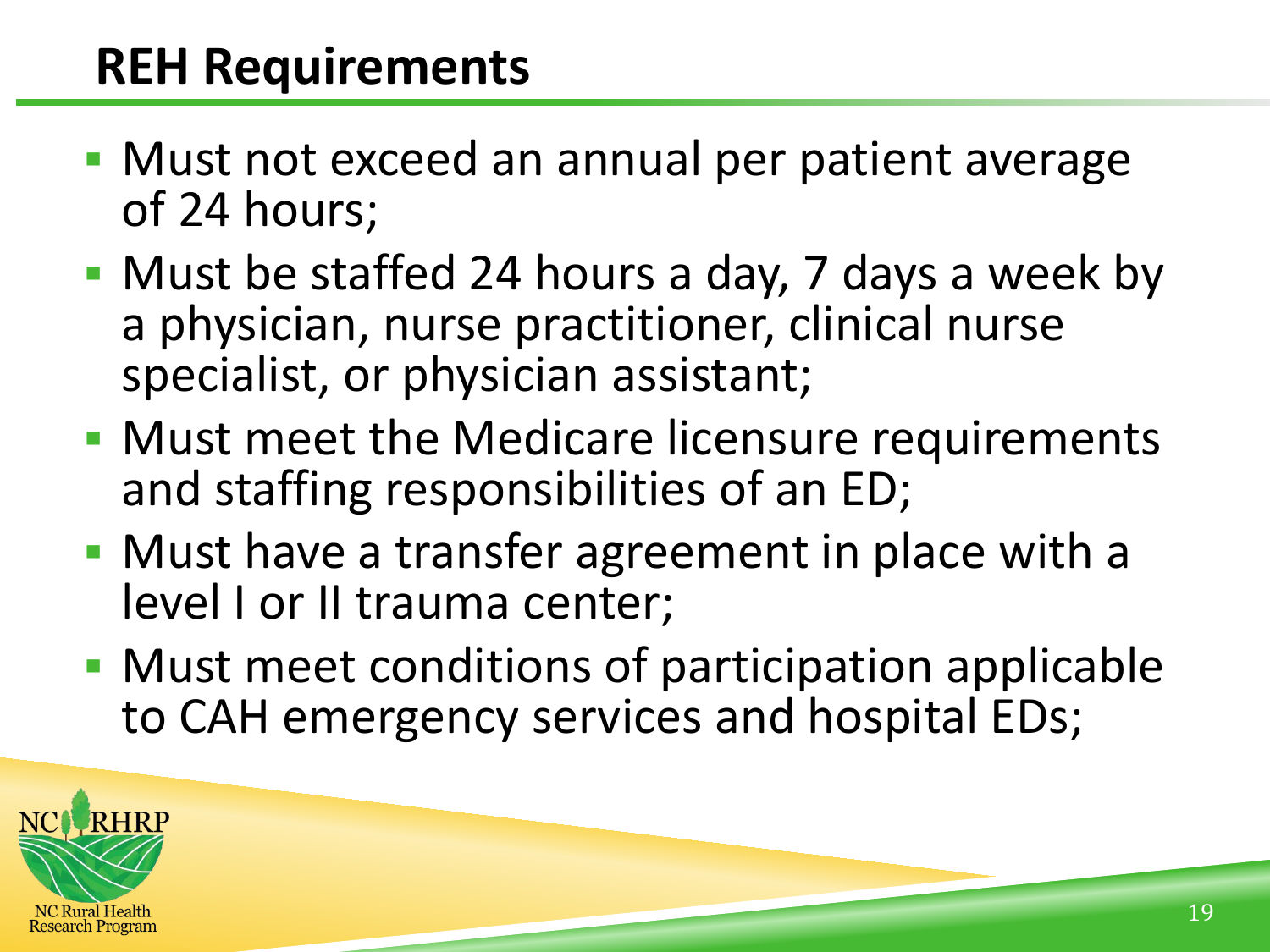## REH Requirements

- Must not exceed an annual per patient average of 24 hours;
- Must be staffed 24 hours a day, 7 days a week by a physician, nurse practitioner, clinical nurse specialist, or physician assistant;
- Must meet the Medicare licensure requirements and staffing responsibilities of an ED;
- Must have a transfer agreement in place with a level I or II trauma center;
- Must meet conditions of participation applicable to CAH emergency services and hospital EDs;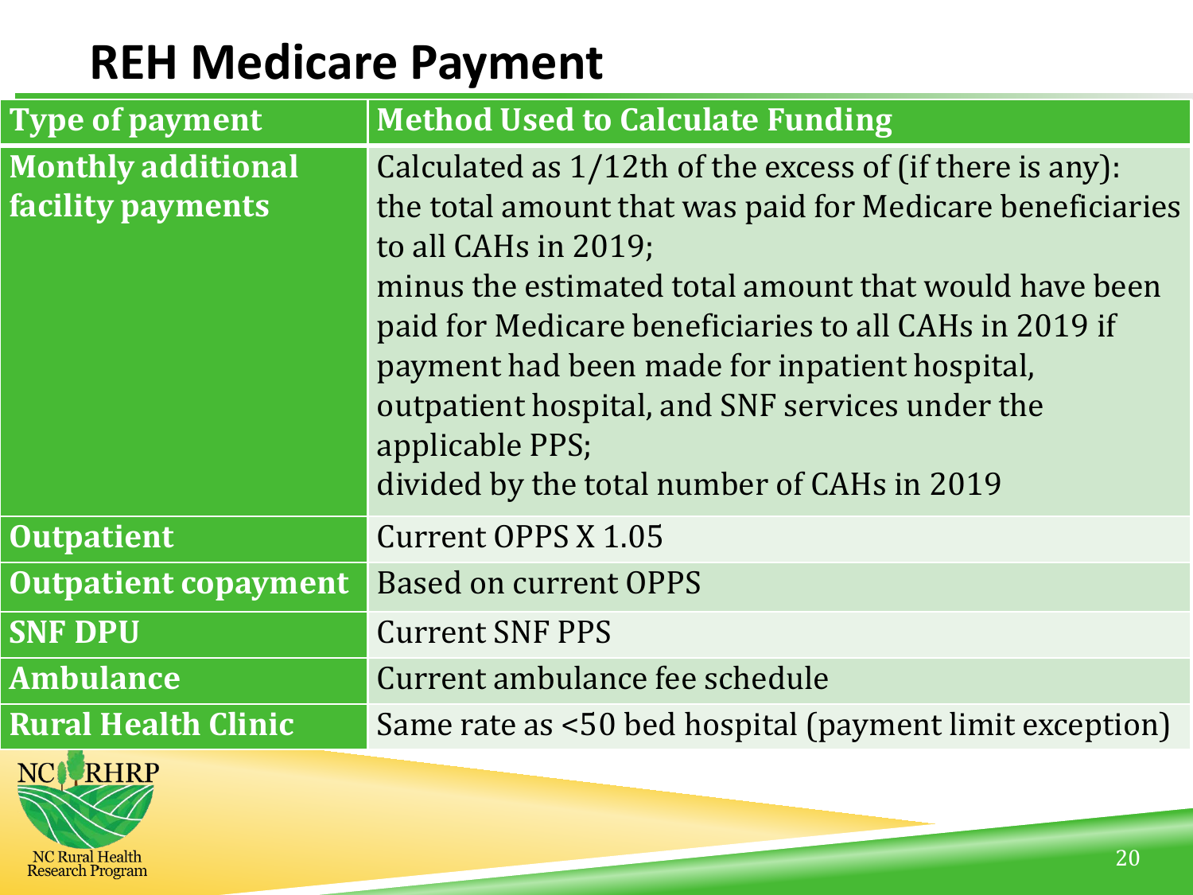# REH Medicare Payment

| Type of payment | Method Used to Calculate Funding |
| --- | --- |
| **Monthly additional facility payments** | Calculated as 1/12th of the excess of (if there is any):<br>the total amount that was paid for Medicare beneficiaries to all CAHs in 2019;<br>minus the estimated total amount that would have been paid for Medicare beneficiaries to all CAHs in 2019 if payment had been made for inpatient hospital, outpatient hospital, and SNF services under the applicable PPS;<br>divided by the total number of CAHs in 2019 |
| **Outpatient** | Current OPPS X 1.05 |
| **Outpatient copayment** | Based on current OPPS |
| **SNF DPU** | Current SNF PPS |
| **Ambulance** | Current ambulance fee schedule |
| **Rural Health Clinic** | Same rate as <50 bed hospital (payment limit exception) |

NC RHRP
NC Rural Health Research Program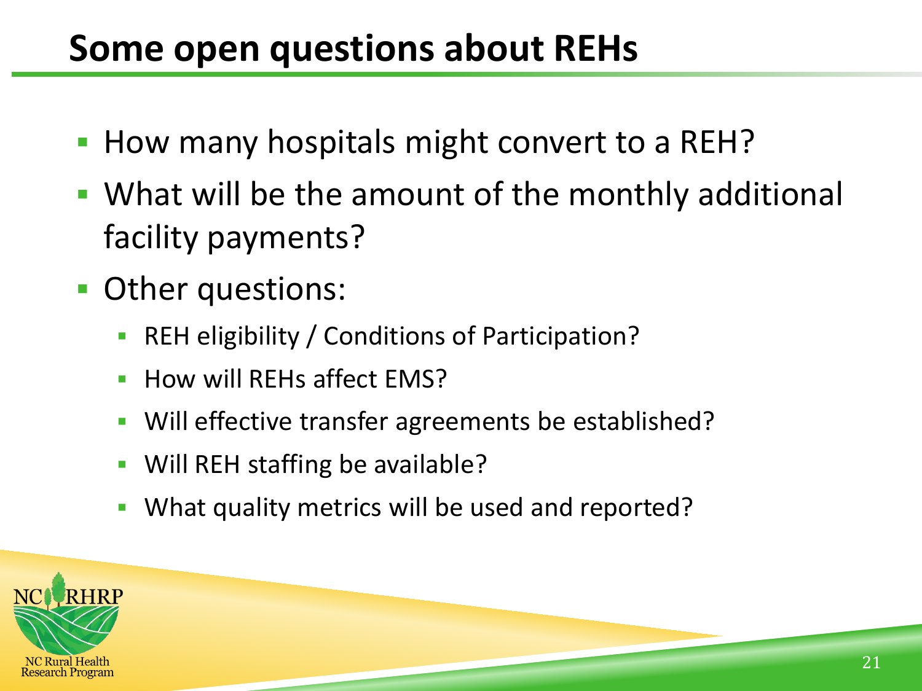# Some open questions about REHs

- How many hospitals might convert to a REH?
- What will be the amount of the monthly additional facility payments?
- Other questions:
  - REH eligibility / Conditions of Participation?
  - How will REHs affect EMS?
  - Will effective transfer agreements be established?
  - Will REH staffing be available?
  - What quality metrics will be used and reported?

NC RHRP
NC Rural Health Research Program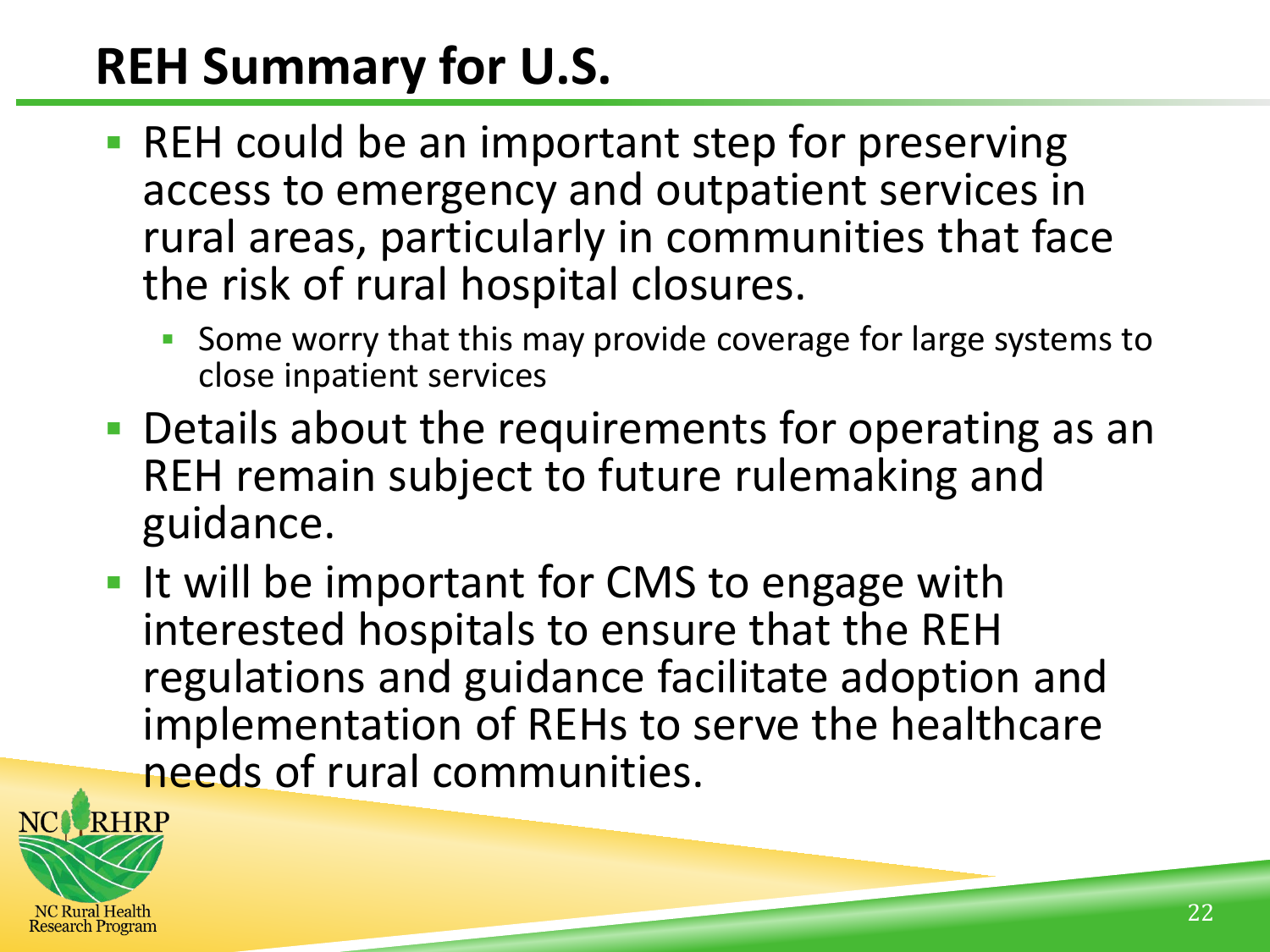# REH Summary for U.S.

- REH could be an important step for preserving access to emergency and outpatient services in rural areas, particularly in communities that face the risk of rural hospital closures.
  - Some worry that this may provide coverage for large systems to close inpatient services
- Details about the requirements for operating as an REH remain subject to future rulemaking and guidance.
- It will be important for CMS to engage with interested hospitals to ensure that the REH regulations and guidance facilitate adoption and implementation of REHs to serve the healthcare needs of rural communities.

NC RHRP
NC Rural Health Research Program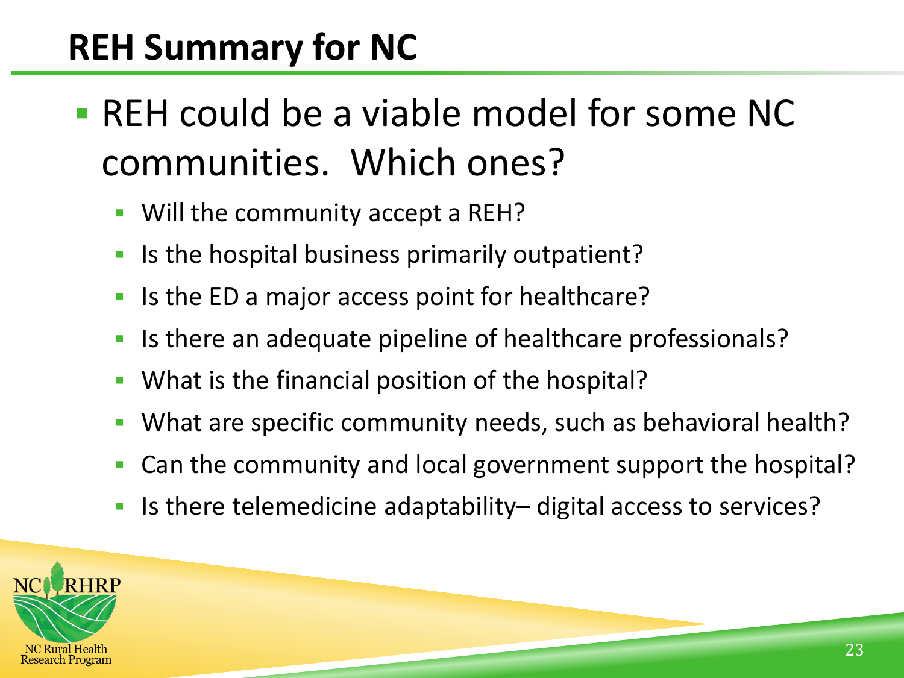# REH Summary for NC

- REH could be a viable model for some NC communities. Which ones?
  - Will the community accept a REH?
  - Is the hospital business primarily outpatient?
  - Is the ED a major access point for healthcare?
  - Is there an adequate pipeline of healthcare professionals?
  - What is the financial position of the hospital?
  - What are specific community needs, such as behavioral health?
  - Can the community and local government support the hospital?
  - Is there telemedicine adaptability– digital access to services?

NC RHRP
NC Rural Health Research Program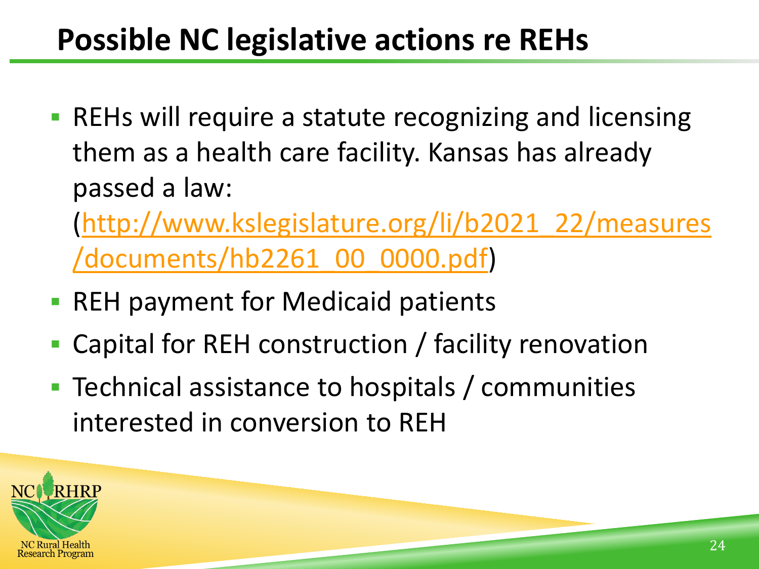# Possible NC legislative actions re REHs

- REHs will require a statute recognizing and licensing them as a health care facility. Kansas has already passed a law: (http://www.kslegislature.org/li/b2021_22/measures/documents/hb2261_00_0000.pdf)
- REH payment for Medicaid patients
- Capital for REH construction / facility renovation
- Technical assistance to hospitals / communities interested in conversion to REH

NC RHRP
NC Rural Health Research Program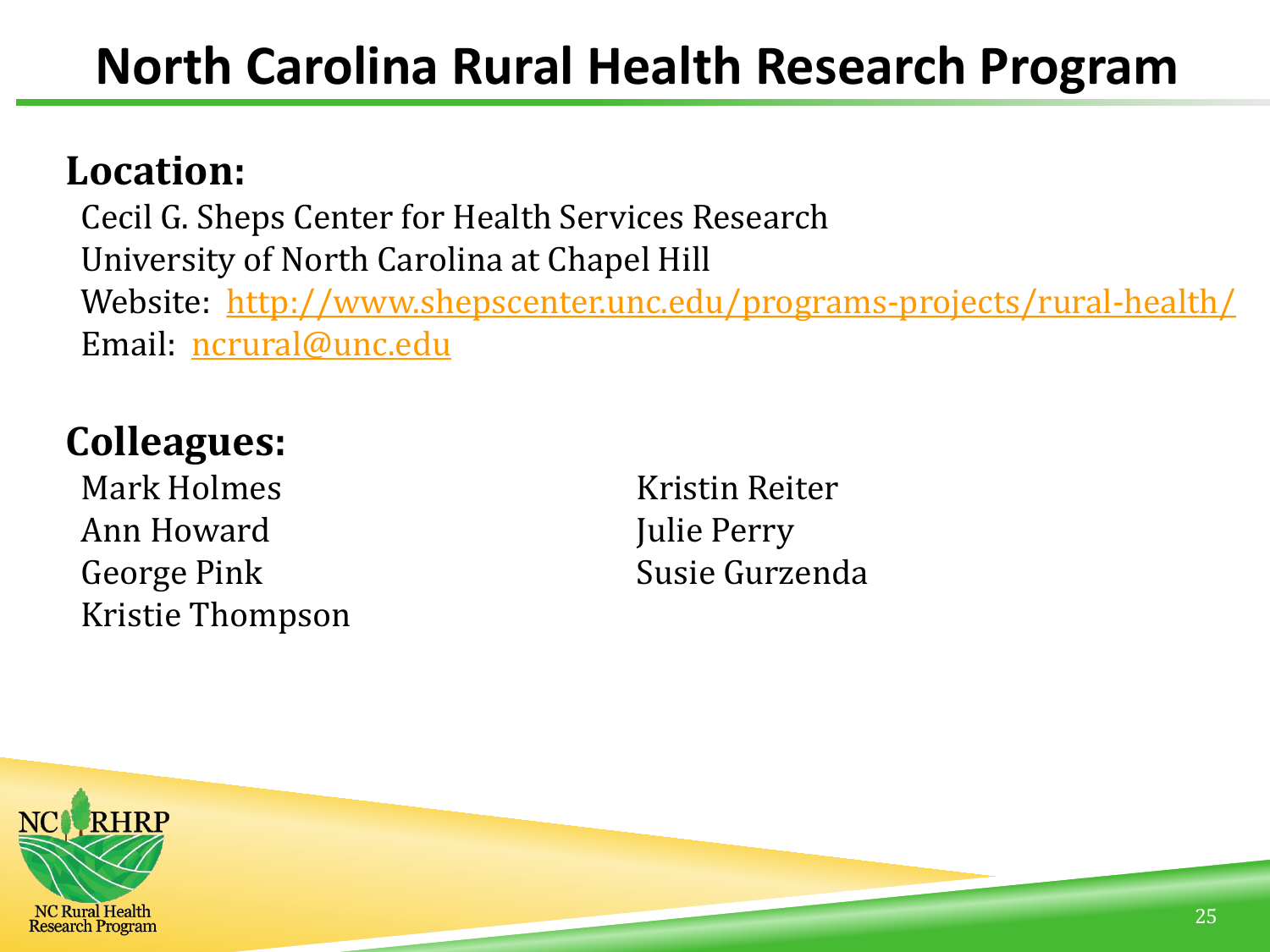# North Carolina Rural Health Research Program

## Location:

Cecil G. Sheps Center for Health Services Research
University of North Carolina at Chapel Hill
Website: http://www.shepscenter.unc.edu/programs-projects/rural-health/
Email: ncrural@unc.edu

## Colleagues:

Mark Holmes
Ann Howard
George Pink
Kristie Thompson
Kristin Reiter
Julie Perry
Susie Gurzenda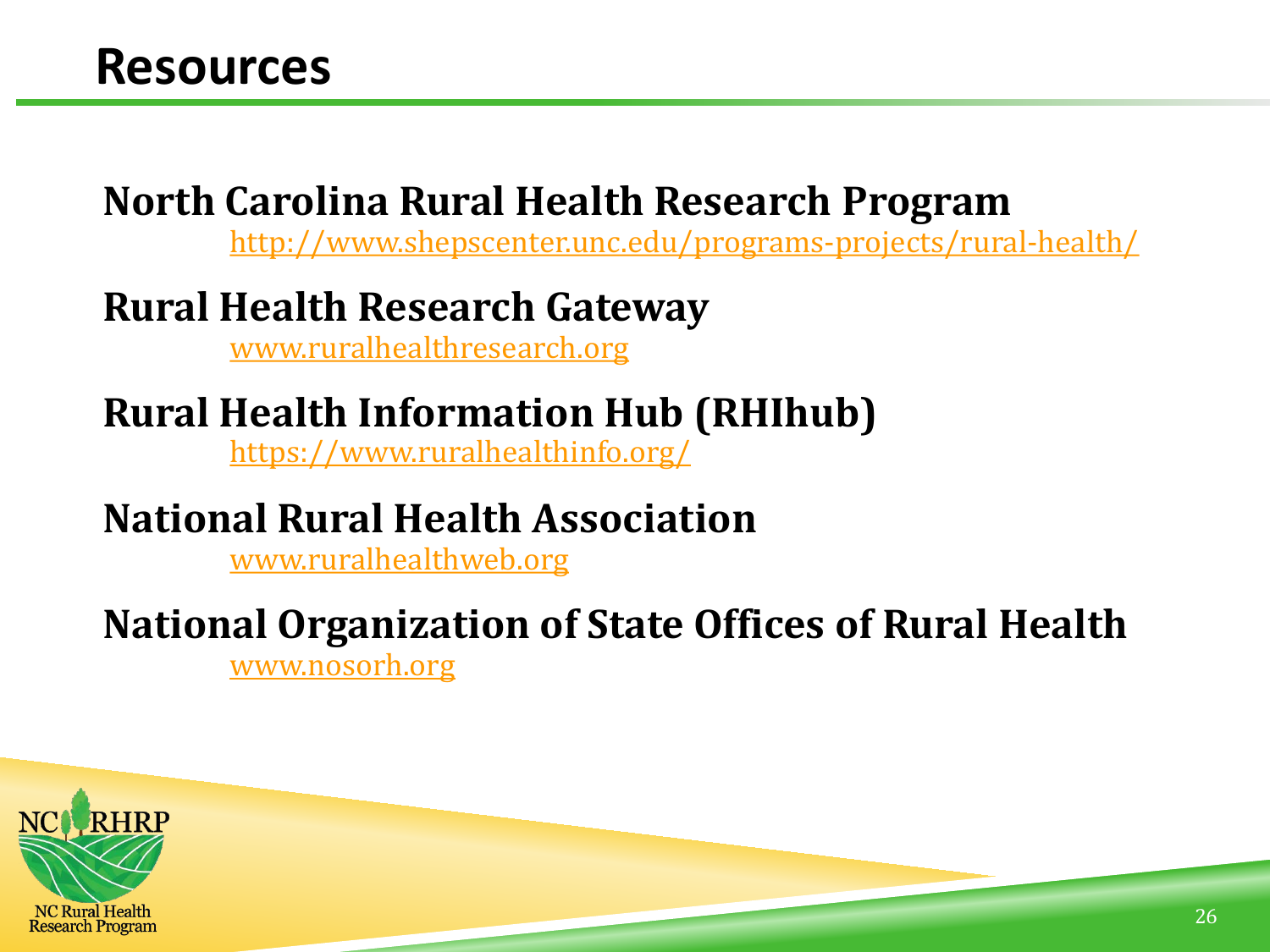# Resources

**North Carolina Rural Health Research Program**
http://www.shepscenter.unc.edu/programs-projects/rural-health/

**Rural Health Research Gateway**
www.ruralhealthresearch.org

**Rural Health Information Hub (RHIhub)**
https://www.ruralhealthinfo.org/

**National Rural Health Association**
www.ruralhealthweb.org

**National Organization of State Offices of Rural Health**
www.nosorh.org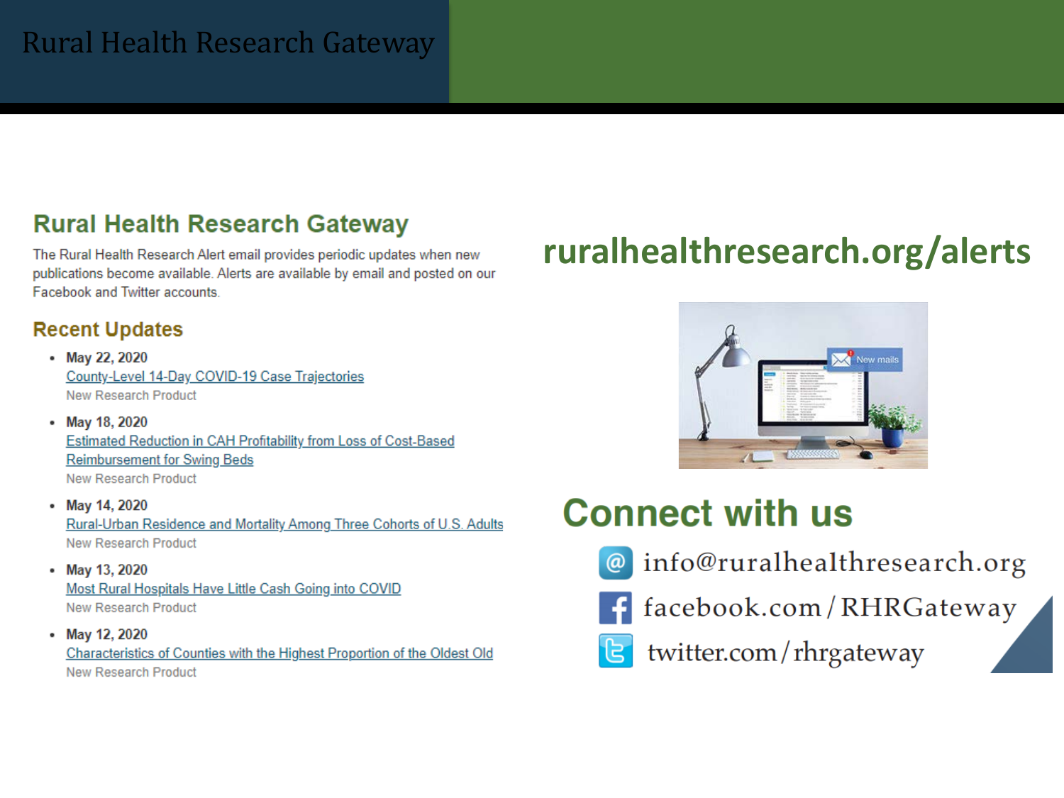# Rural Health Research Gateway

## Rural Health Research Gateway

The Rural Health Research Alert email provides periodic updates when new publications become available. Alerts are available by email and posted on our Facebook and Twitter accounts.

### Recent Updates

- **May 22, 2020**
  County-Level 14-Day COVID-19 Case Trajectories
  New Research Product
- **May 18, 2020**
  Estimated Reduction in CAH Profitability from Loss of Cost-Based Reimbursement for Swing Beds
  New Research Product
- **May 14, 2020**
  Rural-Urban Residence and Mortality Among Three Cohorts of U.S. Adults
  New Research Product
- **May 13, 2020**
  Most Rural Hospitals Have Little Cash Going into COVID
  New Research Product
- **May 12, 2020**
  Characteristics of Counties with the Highest Proportion of the Oldest Old
  New Research Product

## ruralhealthresearch.org/alerts

## Connect with us

- info@ruralhealthresearch.org
- facebook.com/RHRGateway
- twitter.com/rhrgateway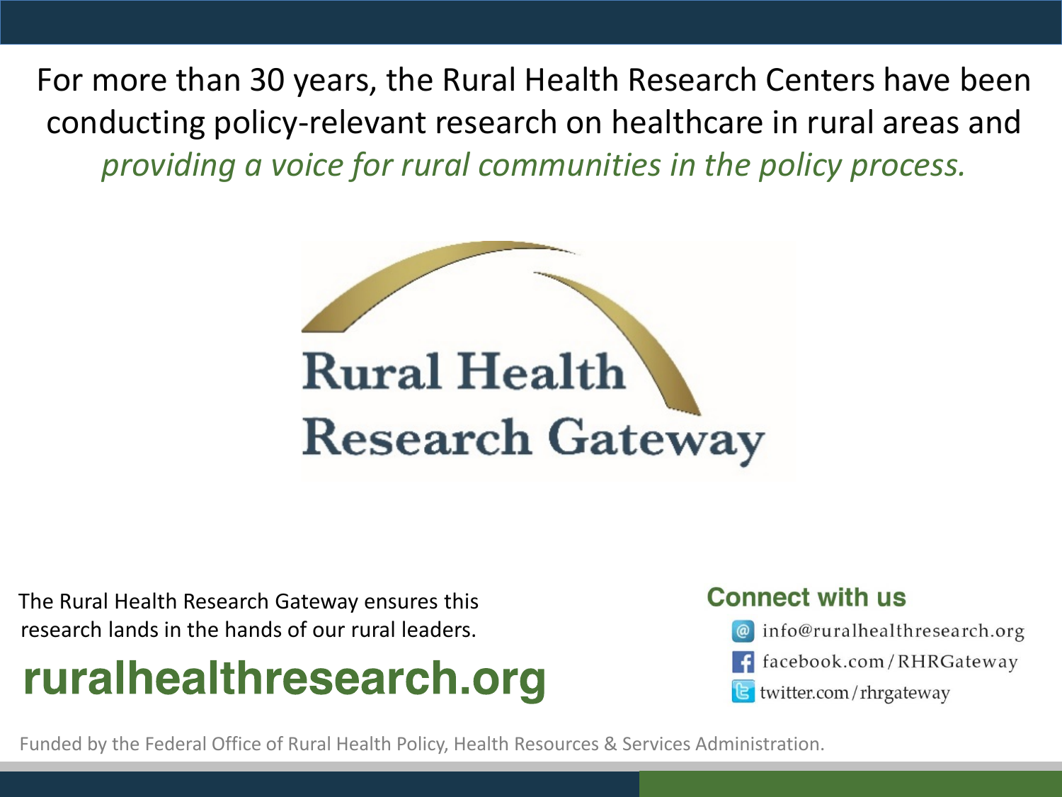For more than 30 years, the Rural Health Research Centers have been conducting policy-relevant research on healthcare in rural areas and *providing a voice for rural communities in the policy process.*

# Rural Health Research Gateway

The Rural Health Research Gateway ensures this research lands in the hands of our rural leaders.

**ruralhealthresearch.org**

**Connect with us**

- info@ruralhealthresearch.org
- facebook.com/RHRGateway
- twitter.com/rhrgateway

Funded by the Federal Office of Rural Health Policy, Health Resources & Services Administration.